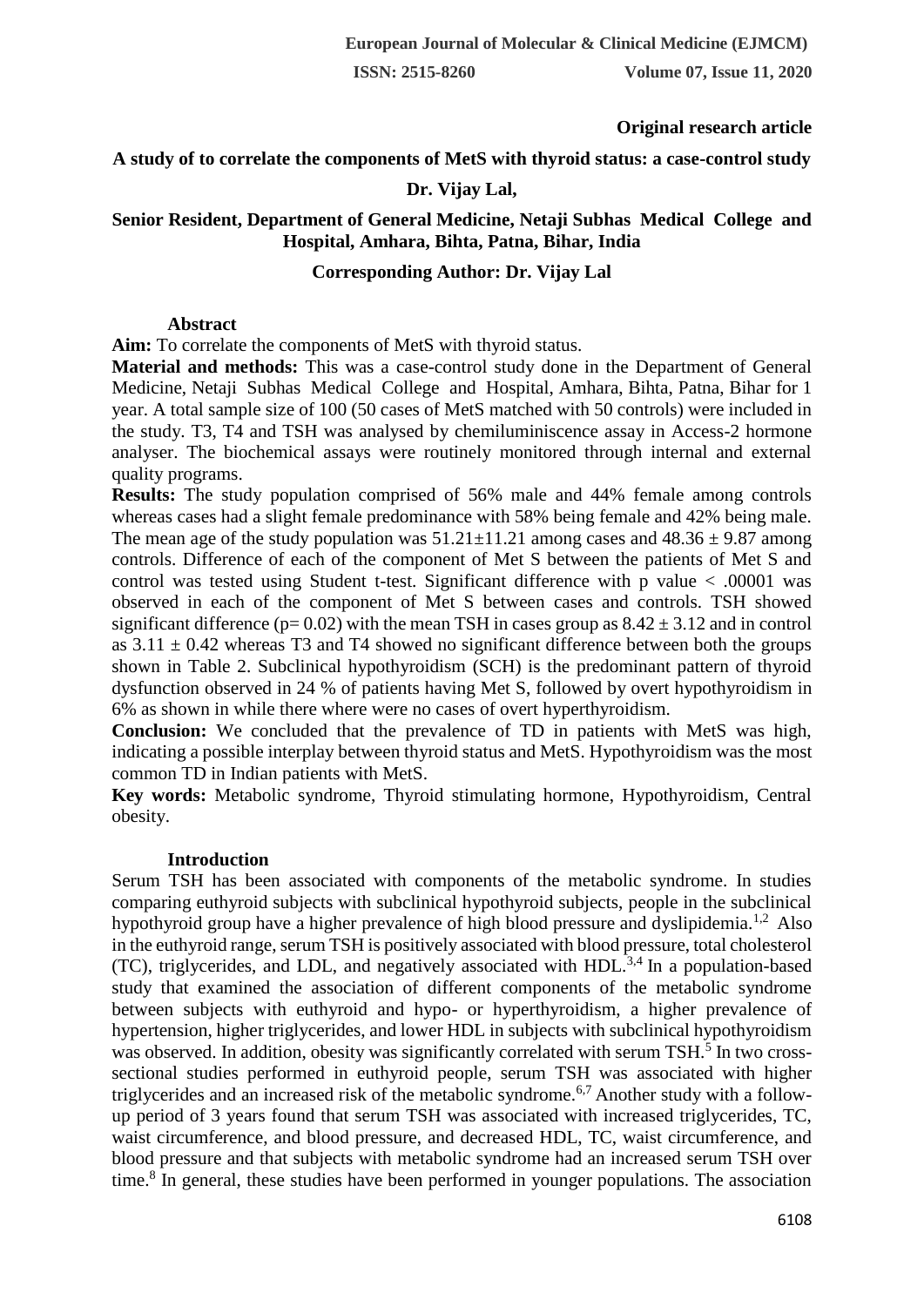**Original research article**

# A study of to correlate the components of MetS with thyroid status: a case-control study

**Dr. Vijay Lal,**

**Senior Resident, Department of General Medicine, Netaji Subhas Medical College and Hospital, Amhara, Bihta, Patna, Bihar, India**

**Corresponding Author: Dr. Vijay Lal**

## Abstract

**Aim:** To correlate the components of MetS with thyroid status.

**Material and methods:** This was a case-control study done in the Department of General Medicine, Netaji Subhas Medical College and Hospital, Amhara, Bihta, Patna, Bihar for 1 year. A total sample size of 100 (50 cases of MetS matched with 50 controls) were included in the study. T3, T4 and TSH was analysed by chemiluminiscence assay in Access-2 hormone analyser. The biochemical assays were routinely monitored through internal and external quality programs.

**Results:** The study population comprised of 56% male and 44% female among controls whereas cases had a slight female predominance with 58% being female and 42% being male. The mean age of the study population was $51.21 \pm 11.21$ among cases and $48.36 \pm 9.87$ among controls. Difference of each of the component of Met S between the patients of Met S and control was tested using Student t-test. Significant difference with p value $< .00001$ was observed in each of the component of Met S between cases and controls. TSH showed significant difference ($p = 0.02$) with the mean TSH in cases group as $8.42 \pm 3.12$ and in control as $3.11 \pm 0.42$ whereas T3 and T4 showed no significant difference between both the groups shown in Table 2. Subclinical hypothyroidism (SCH) is the predominant pattern of thyroid dysfunction observed in 24 % of patients having Met S, followed by overt hypothyroidism in 6% as shown in while there where were no cases of overt hyperthyroidism.

**Conclusion:** We concluded that the prevalence of TD in patients with MetS was high, indicating a possible interplay between thyroid status and MetS. Hypothyroidism was the most common TD in Indian patients with MetS.

**Key words:** Metabolic syndrome, Thyroid stimulating hormone, Hypothyroidism, Central obesity.

## Introduction

Serum TSH has been associated with components of the metabolic syndrome. In studies comparing euthyroid subjects with subclinical hypothyroid subjects, people in the subclinical hypothyroid group have a higher prevalence of high blood pressure and dyslipidemia.[1,2] Also in the euthyroid range, serum TSH is positively associated with blood pressure, total cholesterol (TC), triglycerides, and LDL, and negatively associated with HDL.[3,4] In a population-based study that examined the association of different components of the metabolic syndrome between subjects with euthyroid and hypo- or hyperthyroidism, a higher prevalence of hypertension, higher triglycerides, and lower HDL in subjects with subclinical hypothyroidism was observed. In addition, obesity was significantly correlated with serum TSH.[5] In two cross-sectional studies performed in euthyroid people, serum TSH was associated with higher triglycerides and an increased risk of the metabolic syndrome.[6,7] Another study with a follow-up period of 3 years found that serum TSH was associated with increased triglycerides, TC, waist circumference, and blood pressure, and decreased HDL, TC, waist circumference, and blood pressure and that subjects with metabolic syndrome had an increased serum TSH over time.[8] In general, these studies have been performed in younger populations. The association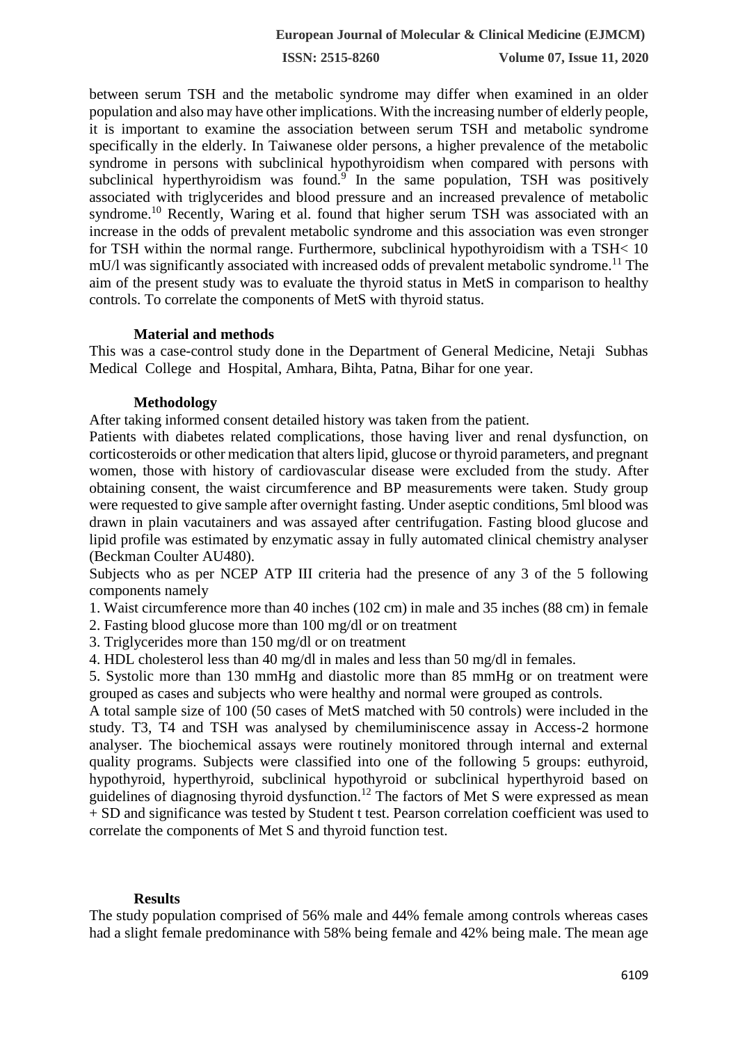between serum TSH and the metabolic syndrome may differ when examined in an older population and also may have other implications. With the increasing number of elderly people, it is important to examine the association between serum TSH and metabolic syndrome specifically in the elderly. In Taiwanese older persons, a higher prevalence of the metabolic syndrome in persons with subclinical hypothyroidism when compared with persons with subclinical hyperthyroidism was found.[9] In the same population, TSH was positively associated with triglycerides and blood pressure and an increased prevalence of metabolic syndrome.[10] Recently, Waring et al. found that higher serum TSH was associated with an increase in the odds of prevalent metabolic syndrome and this association was even stronger for TSH within the normal range. Furthermore, subclinical hypothyroidism with a TSH< 10 mU/l was significantly associated with increased odds of prevalent metabolic syndrome.[11] The aim of the present study was to evaluate the thyroid status in MetS in comparison to healthy controls. To correlate the components of MetS with thyroid status.

## Material and methods

This was a case-control study done in the Department of General Medicine, Netaji Subhas Medical College and Hospital, Amhara, Bihta, Patna, Bihar for one year.

## Methodology

After taking informed consent detailed history was taken from the patient.

Patients with diabetes related complications, those having liver and renal dysfunction, on corticosteroids or other medication that alters lipid, glucose or thyroid parameters, and pregnant women, those with history of cardiovascular disease were excluded from the study. After obtaining consent, the waist circumference and BP measurements were taken. Study group were requested to give sample after overnight fasting. Under aseptic conditions, 5ml blood was drawn in plain vacutainers and was assayed after centrifugation. Fasting blood glucose and lipid profile was estimated by enzymatic assay in fully automated clinical chemistry analyser (Beckman Coulter AU480).

Subjects who as per NCEP ATP III criteria had the presence of any 3 of the 5 following components namely

1. Waist circumference more than 40 inches (102 cm) in male and 35 inches (88 cm) in female
2. Fasting blood glucose more than 100 mg/dl or on treatment
3. Triglycerides more than 150 mg/dl or on treatment
4. HDL cholesterol less than 40 mg/dl in males and less than 50 mg/dl in females.
5. Systolic more than 130 mmHg and diastolic more than 85 mmHg or on treatment were grouped as cases and subjects who were healthy and normal were grouped as controls.

A total sample size of 100 (50 cases of MetS matched with 50 controls) were included in the study. T3, T4 and TSH was analysed by chemiluminiscence assay in Access-2 hormone analyser. The biochemical assays were routinely monitored through internal and external quality programs. Subjects were classified into one of the following 5 groups: euthyroid, hypothyroid, hyperthyroid, subclinical hypothyroid or subclinical hyperthyroid based on guidelines of diagnosing thyroid dysfunction.[12] The factors of Met S were expressed as mean + SD and significance was tested by Student t test. Pearson correlation coefficient was used to correlate the components of Met S and thyroid function test.

## Results

The study population comprised of 56% male and 44% female among controls whereas cases had a slight female predominance with 58% being female and 42% being male. The mean age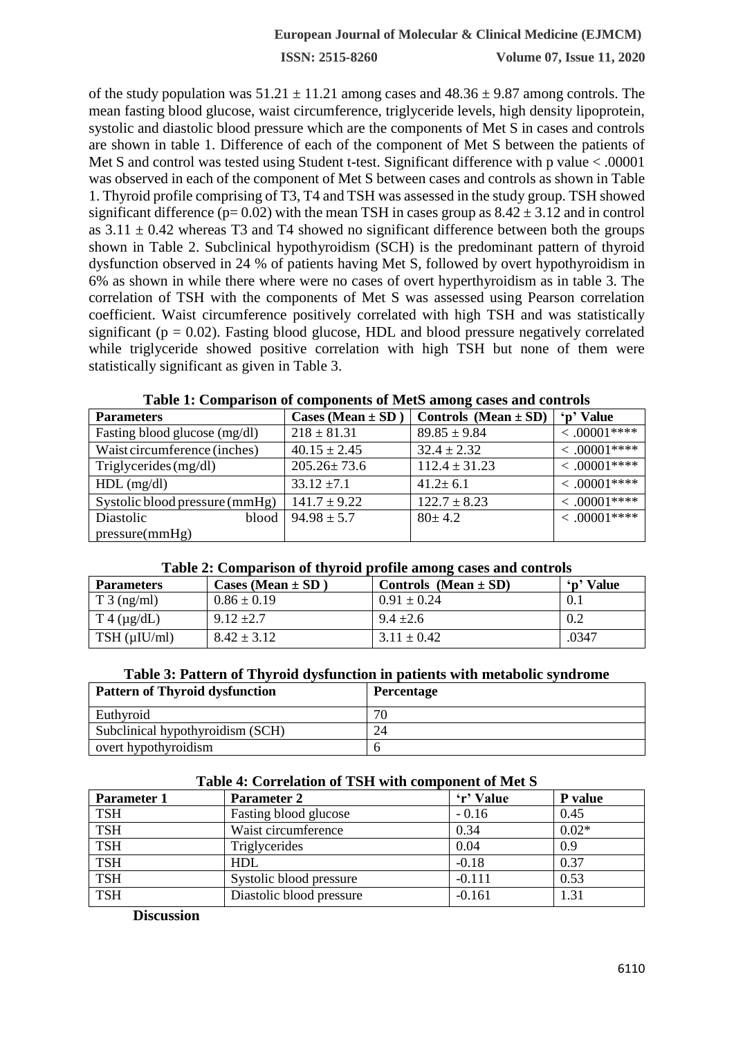of the study population was $51.21 \pm 11.21$ among cases and $48.36 \pm 9.87$ among controls. The mean fasting blood glucose, waist circumference, triglyceride levels, high density lipoprotein, systolic and diastolic blood pressure which are the components of Met S in cases and controls are shown in table 1. Difference of each of the component of Met S between the patients of Met S and control was tested using Student t-test. Significant difference with p value < .00001 was observed in each of the component of Met S between cases and controls as shown in Table 1. Thyroid profile comprising of T3, T4 and TSH was assessed in the study group. TSH showed significant difference ($p = 0.02$) with the mean TSH in cases group as $8.42 \pm 3.12$ and in control as $3.11 \pm 0.42$ whereas T3 and T4 showed no significant difference between both the groups shown in Table 2. Subclinical hypothyroidism (SCH) is the predominant pattern of thyroid dysfunction observed in 24 % of patients having Met S, followed by overt hypothyroidism in 6% as shown in while there where were no cases of overt hyperthyroidism as in table 3. The correlation of TSH with the components of Met S was assessed using Pearson correlation coefficient. Waist circumference positively correlated with high TSH and was statistically significant ($p = 0.02$). Fasting blood glucose, HDL and blood pressure negatively correlated while triglyceride showed positive correlation with high TSH but none of them were statistically significant as given in Table 3.

**Table 1: Comparison of components of MetS among cases and controls**

| Parameters | Cases (Mean ± SD ) | Controls (Mean ± SD) | 'p' Value |
|---|---|---|---|
| Fasting blood glucose (mg/dl) | 218 ± 81.31 | 89.85 ± 9.84 | < .00001**** |
| Waist circumference (inches) | 40.15 ± 2.45 | 32.4 ± 2.32 | < .00001**** |
| Triglycerides (mg/dl) | 205.26± 73.6 | 112.4 ± 31.23 | < .00001**** |
| HDL (mg/dl) | 33.12 ±7.1 | 41.2± 6.1 | < .00001**** |
| Systolic blood pressure (mmHg) | 141.7 ± 9.22 | 122.7 ± 8.23 | < .00001**** |
| Diastolic blood pressure(mmHg) | 94.98 ± 5.7 | 80± 4.2 | < .00001**** |

**Table 2: Comparison of thyroid profile among cases and controls**

| Parameters | Cases (Mean ± SD ) | Controls (Mean ± SD) | 'p' Value |
|---|---|---|---|
| T 3 (ng/ml) | 0.86 ± 0.19 | 0.91 ± 0.24 | 0.1 |
| T 4 (µg/dL) | 9.12 ±2.7 | 9.4 ±2.6 | 0.2 |
| TSH (µIU/ml) | 8.42 ± 3.12 | 3.11 ± 0.42 | .0347 |

**Table 3: Pattern of Thyroid dysfunction in patients with metabolic syndrome**

| Pattern of Thyroid dysfunction | Percentage |
|---|---|
| Euthyroid | 70 |
| Subclinical hypothyroidism (SCH) | 24 |
| overt hypothyroidism | 6 |

**Table 4: Correlation of TSH with component of Met S**

| Parameter 1 | Parameter 2 | 'r' Value | P value |
|---|---|---|---|
| TSH | Fasting blood glucose | - 0.16 | 0.45 |
| TSH | Waist circumference | 0.34 | 0.02* |
| TSH | Triglycerides | 0.04 | 0.9 |
| TSH | HDL | -0.18 | 0.37 |
| TSH | Systolic blood pressure | -0.111 | 0.53 |
| TSH | Diastolic blood pressure | -0.161 | 1.31 |

## Discussion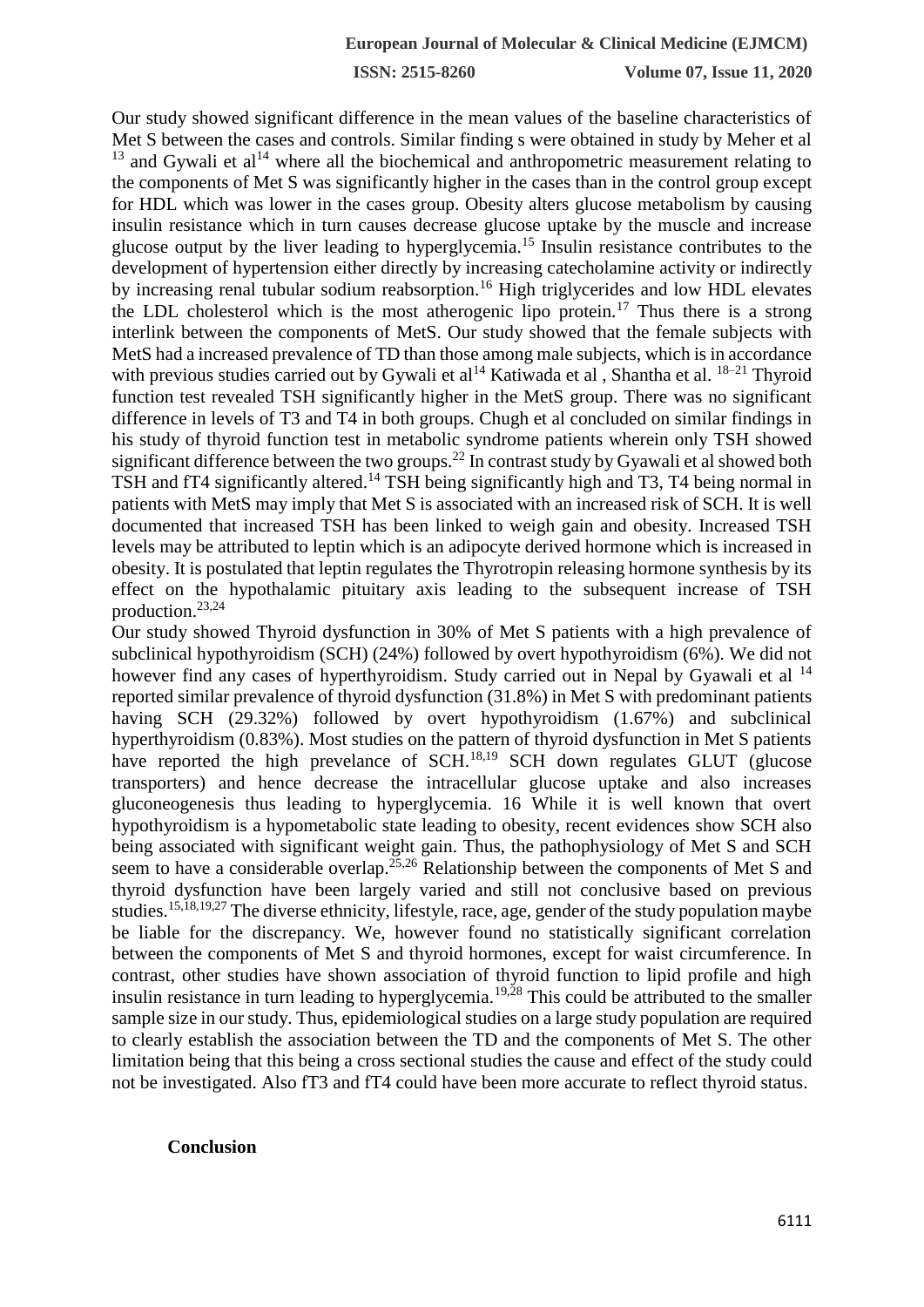Our study showed significant difference in the mean values of the baseline characteristics of Met S between the cases and controls. Similar finding s were obtained in study by Meher et al [13] and Gywali et al[14] where all the biochemical and anthropometric measurement relating to the components of Met S was significantly higher in the cases than in the control group except for HDL which was lower in the cases group. Obesity alters glucose metabolism by causing insulin resistance which in turn causes decrease glucose uptake by the muscle and increase glucose output by the liver leading to hyperglycemia.[15] Insulin resistance contributes to the development of hypertension either directly by increasing catecholamine activity or indirectly by increasing renal tubular sodium reabsorption.[16] High triglycerides and low HDL elevates the LDL cholesterol which is the most atherogenic lipo protein.[17] Thus there is a strong interlink between the components of MetS. Our study showed that the female subjects with MetS had a increased prevalence of TD than those among male subjects, which is in accordance with previous studies carried out by Gywali et al[14] Katiwada et al , Shantha et al. [18–21] Thyroid function test revealed TSH significantly higher in the MetS group. There was no significant difference in levels of T3 and T4 in both groups. Chugh et al concluded on similar findings in his study of thyroid function test in metabolic syndrome patients wherein only TSH showed significant difference between the two groups.[22] In contrast study by Gyawali et al showed both TSH and fT4 significantly altered.[14] TSH being significantly high and T3, T4 being normal in patients with MetS may imply that Met S is associated with an increased risk of SCH. It is well documented that increased TSH has been linked to weigh gain and obesity. Increased TSH levels may be attributed to leptin which is an adipocyte derived hormone which is increased in obesity. It is postulated that leptin regulates the Thyrotropin releasing hormone synthesis by its effect on the hypothalamic pituitary axis leading to the subsequent increase of TSH production.[23,24]

Our study showed Thyroid dysfunction in 30% of Met S patients with a high prevalence of subclinical hypothyroidism (SCH) (24%) followed by overt hypothyroidism (6%). We did not however find any cases of hyperthyroidism. Study carried out in Nepal by Gyawali et al [14] reported similar prevalence of thyroid dysfunction (31.8%) in Met S with predominant patients having SCH (29.32%) followed by overt hypothyroidism (1.67%) and subclinical hyperthyroidism (0.83%). Most studies on the pattern of thyroid dysfunction in Met S patients have reported the high prevelance of SCH.[18,19] SCH down regulates GLUT (glucose transporters) and hence decrease the intracellular glucose uptake and also increases gluconeogenesis thus leading to hyperglycemia. 16 While it is well known that overt hypothyroidism is a hypometabolic state leading to obesity, recent evidences show SCH also being associated with significant weight gain. Thus, the pathophysiology of Met S and SCH seem to have a considerable overlap.[25,26] Relationship between the components of Met S and thyroid dysfunction have been largely varied and still not conclusive based on previous studies.[15,18,19,27] The diverse ethnicity, lifestyle, race, age, gender of the study population maybe be liable for the discrepancy. We, however found no statistically significant correlation between the components of Met S and thyroid hormones, except for waist circumference. In contrast, other studies have shown association of thyroid function to lipid profile and high insulin resistance in turn leading to hyperglycemia.[19,28] This could be attributed to the smaller sample size in our study. Thus, epidemiological studies on a large study population are required to clearly establish the association between the TD and the components of Met S. The other limitation being that this being a cross sectional studies the cause and effect of the study could not be investigated. Also fT3 and fT4 could have been more accurate to reflect thyroid status.

## Conclusion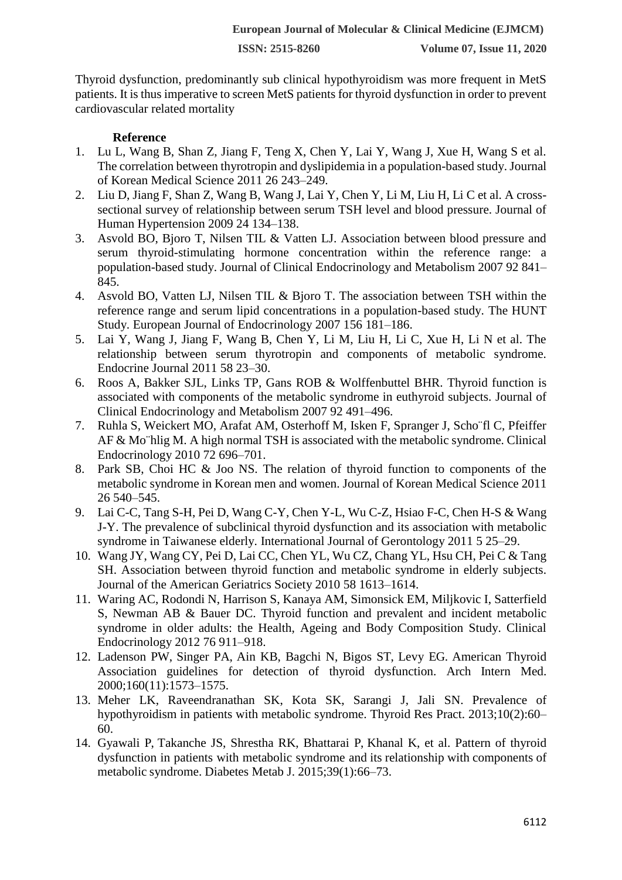Thyroid dysfunction, predominantly sub clinical hypothyroidism was more frequent in MetS patients. It is thus imperative to screen MetS patients for thyroid dysfunction in order to prevent cardiovascular related mortality

## Reference

1. Lu L, Wang B, Shan Z, Jiang F, Teng X, Chen Y, Lai Y, Wang J, Xue H, Wang S et al. The correlation between thyrotropin and dyslipidemia in a population-based study. Journal of Korean Medical Science 2011 26 243–249.
2. Liu D, Jiang F, Shan Z, Wang B, Wang J, Lai Y, Chen Y, Li M, Liu H, Li C et al. A cross-sectional survey of relationship between serum TSH level and blood pressure. Journal of Human Hypertension 2009 24 134–138.
3. Asvold BO, Bjoro T, Nilsen TIL & Vatten LJ. Association between blood pressure and serum thyroid-stimulating hormone concentration within the reference range: a population-based study. Journal of Clinical Endocrinology and Metabolism 2007 92 841–845.
4. Asvold BO, Vatten LJ, Nilsen TIL & Bjoro T. The association between TSH within the reference range and serum lipid concentrations in a population-based study. The HUNT Study. European Journal of Endocrinology 2007 156 181–186.
5. Lai Y, Wang J, Jiang F, Wang B, Chen Y, Li M, Liu H, Li C, Xue H, Li N et al. The relationship between serum thyrotropin and components of metabolic syndrome. Endocrine Journal 2011 58 23–30.
6. Roos A, Bakker SJL, Links TP, Gans ROB & Wolffenbuttel BHR. Thyroid function is associated with components of the metabolic syndrome in euthyroid subjects. Journal of Clinical Endocrinology and Metabolism 2007 92 491–496.
7. Ruhla S, Weickert MO, Arafat AM, Osterhoff M, Isken F, Spranger J, Scho¨fl C, Pfeiffer AF & Mo¨hlig M. A high normal TSH is associated with the metabolic syndrome. Clinical Endocrinology 2010 72 696–701.
8. Park SB, Choi HC & Joo NS. The relation of thyroid function to components of the metabolic syndrome in Korean men and women. Journal of Korean Medical Science 2011 26 540–545.
9. Lai C-C, Tang S-H, Pei D, Wang C-Y, Chen Y-L, Wu C-Z, Hsiao F-C, Chen H-S & Wang J-Y. The prevalence of subclinical thyroid dysfunction and its association with metabolic syndrome in Taiwanese elderly. International Journal of Gerontology 2011 5 25–29.
10. Wang JY, Wang CY, Pei D, Lai CC, Chen YL, Wu CZ, Chang YL, Hsu CH, Pei C & Tang SH. Association between thyroid function and metabolic syndrome in elderly subjects. Journal of the American Geriatrics Society 2010 58 1613–1614.
11. Waring AC, Rodondi N, Harrison S, Kanaya AM, Simonsick EM, Miljkovic I, Satterfield S, Newman AB & Bauer DC. Thyroid function and prevalent and incident metabolic syndrome in older adults: the Health, Ageing and Body Composition Study. Clinical Endocrinology 2012 76 911–918.
12. Ladenson PW, Singer PA, Ain KB, Bagchi N, Bigos ST, Levy EG. American Thyroid Association guidelines for detection of thyroid dysfunction. Arch Intern Med. 2000;160(11):1573–1575.
13. Meher LK, Raveendranathan SK, Kota SK, Sarangi J, Jali SN. Prevalence of hypothyroidism in patients with metabolic syndrome. Thyroid Res Pract. 2013;10(2):60–60.
14. Gyawali P, Takanche JS, Shrestha RK, Bhattarai P, Khanal K, et al. Pattern of thyroid dysfunction in patients with metabolic syndrome and its relationship with components of metabolic syndrome. Diabetes Metab J. 2015;39(1):66–73.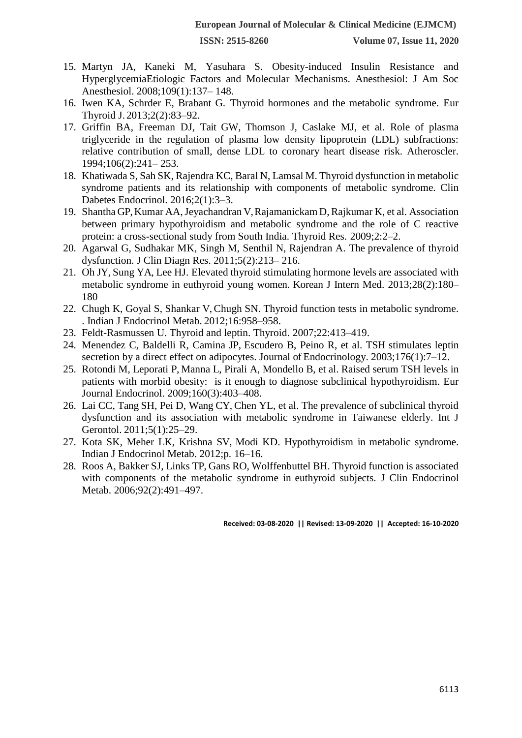15. Martyn JA, Kaneki M, Yasuhara S. Obesity-induced Insulin Resistance and HyperglycemiaEtiologic Factors and Molecular Mechanisms. Anesthesiol: J Am Soc Anesthesiol. 2008;109(1):137– 148.
16. Iwen KA, Schrder E, Brabant G. Thyroid hormones and the metabolic syndrome. Eur Thyroid J. 2013;2(2):83–92.
17. Griffin BA, Freeman DJ, Tait GW, Thomson J, Caslake MJ, et al. Role of plasma triglyceride in the regulation of plasma low density lipoprotein (LDL) subfractions: relative contribution of small, dense LDL to coronary heart disease risk. Atheroscler. 1994;106(2):241– 253.
18. Khatiwada S, Sah SK, Rajendra KC, Baral N, Lamsal M. Thyroid dysfunction in metabolic syndrome patients and its relationship with components of metabolic syndrome. Clin Dabetes Endocrinol. 2016;2(1):3–3.
19. Shantha GP, Kumar AA, Jeyachandran V, Rajamanickam D, Rajkumar K, et al. Association between primary hypothyroidism and metabolic syndrome and the role of C reactive protein: a cross-sectional study from South India. Thyroid Res. 2009;2:2–2.
20. Agarwal G, Sudhakar MK, Singh M, Senthil N, Rajendran A. The prevalence of thyroid dysfunction. J Clin Diagn Res. 2011;5(2):213– 216.
21. Oh JY, Sung YA, Lee HJ. Elevated thyroid stimulating hormone levels are associated with metabolic syndrome in euthyroid young women. Korean J Intern Med. 2013;28(2):180–180
22. Chugh K, Goyal S, Shankar V, Chugh SN. Thyroid function tests in metabolic syndrome. . Indian J Endocrinol Metab. 2012;16:958–958.
23. Feldt-Rasmussen U. Thyroid and leptin. Thyroid. 2007;22:413–419.
24. Menendez C, Baldelli R, Camina JP, Escudero B, Peino R, et al. TSH stimulates leptin secretion by a direct effect on adipocytes. Journal of Endocrinology. 2003;176(1):7–12.
25. Rotondi M, Leporati P, Manna L, Pirali A, Mondello B, et al. Raised serum TSH levels in patients with morbid obesity: is it enough to diagnose subclinical hypothyroidism. Eur Journal Endocrinol. 2009;160(3):403–408.
26. Lai CC, Tang SH, Pei D, Wang CY, Chen YL, et al. The prevalence of subclinical thyroid dysfunction and its association with metabolic syndrome in Taiwanese elderly. Int J Gerontol. 2011;5(1):25–29.
27. Kota SK, Meher LK, Krishna SV, Modi KD. Hypothyroidism in metabolic syndrome. Indian J Endocrinol Metab. 2012;p. 16–16.
28. Roos A, Bakker SJ, Links TP, Gans RO, Wolffenbuttel BH. Thyroid function is associated with components of the metabolic syndrome in euthyroid subjects. J Clin Endocrinol Metab. 2006;92(2):491–497.

**Received: 03-08-2020 || Revised: 13-09-2020 || Accepted: 16-10-2020**